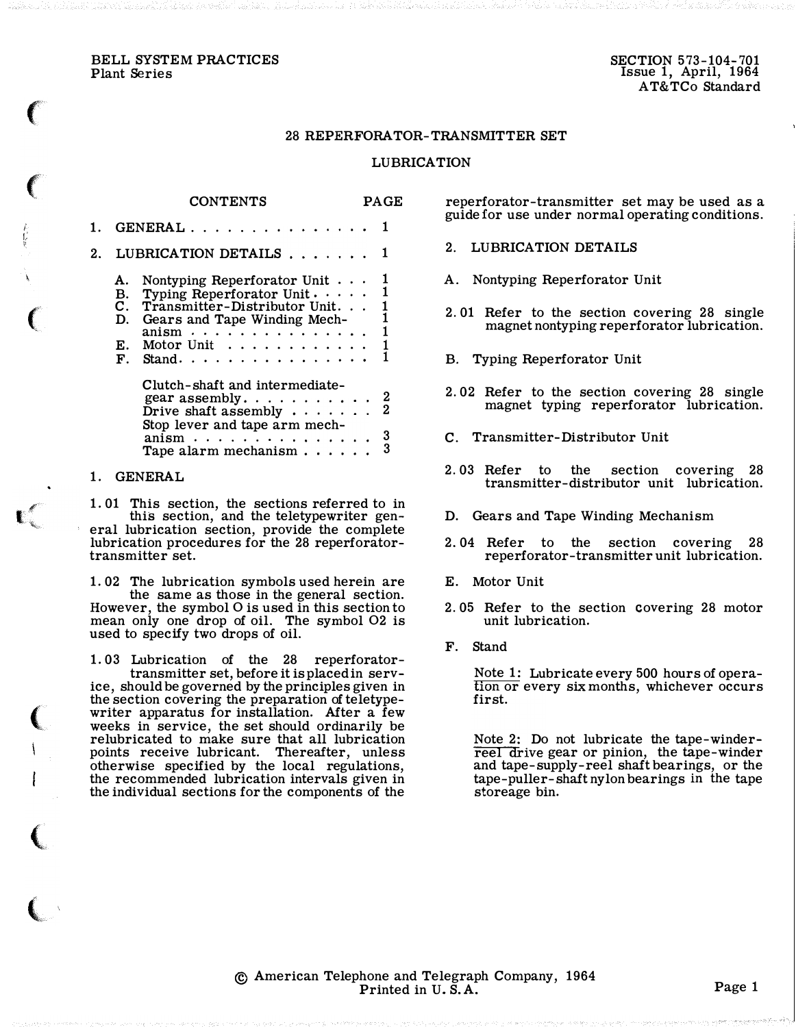BELL SYSTEM PRACTICES
Plant Series

SECTION 573-104-701
Issue 1, April, 1964
AT&TCo Standard

# 28 REPERFORATOR-TRANSMITTER SET

## LUBRICATION

| CONTENTS | PAGE |
|---|---|
| 1. GENERAL . . . . . . . . . . . . . . . . | 1 |
| 2. LUBRICATION DETAILS . . . . . . . | 1 |
| A. Nontyping Reperforator Unit . . . | 1 |
| B. Typing Reperforator Unit . . . . . | 1 |
| C. Transmitter-Distributor Unit. . . | 1 |
| D. Gears and Tape Winding Mechanism . . . . . . . . . . . . . . . | 1 |
| E. Motor Unit . . . . . . . . . . . . | 1 |
| F. Stand. . . . . . . . . . . . . . . . | 1 |
| Clutch-shaft and intermediate-gear assembly. . . . . . . . . . . | 2 |
| Drive shaft assembly . . . . . . . | 2 |
| Stop lever and tape arm mechanism . . . . . . . . . . . . . . . | 3 |
| Tape alarm mechanism . . . . . . | 3 |

## 1. GENERAL

1.01 This section, the sections referred to in this section, and the teletypewriter general lubrication section, provide the complete lubrication procedures for the 28 reperforator-transmitter set.

1.02 The lubrication symbols used herein are the same as those in the general section. However, the symbol O is used in this section to mean only one drop of oil. The symbol O2 is used to specify two drops of oil.

1.03 Lubrication of the 28 reperforator-transmitter set, before it is placed in service, should be governed by the principles given in the section covering the preparation of teletypewriter apparatus for installation. After a few weeks in service, the set should ordinarily be relubricated to make sure that all lubrication points receive lubricant. Thereafter, unless otherwise specified by the local regulations, the recommended lubrication intervals given in the individual sections for the components of the reperforator-transmitter set may be used as a guide for use under normal operating conditions.

## 2. LUBRICATION DETAILS

### A. Nontyping Reperforator Unit

2.01 Refer to the section covering 28 single magnet nontyping reperforator lubrication.

### B. Typing Reperforator Unit

2.02 Refer to the section covering 28 single magnet typing reperforator lubrication.

### C. Transmitter-Distributor Unit

2.03 Refer to the section covering 28 transmitter-distributor unit lubrication.

### D. Gears and Tape Winding Mechanism

2.04 Refer to the section covering 28 reperforator-transmitter unit lubrication.

### E. Motor Unit

2.05 Refer to the section covering 28 motor unit lubrication.

### F. Stand

Note 1: Lubricate every 500 hours of operation or every six months, whichever occurs first.

Note 2: Do not lubricate the tape-winder-reel drive gear or pinion, the tape-winder and tape-supply-reel shaft bearings, or the tape-puller-shaft nylon bearings in the tape storeage bin.

© American Telephone and Telegraph Company, 1964
Printed in U. S. A.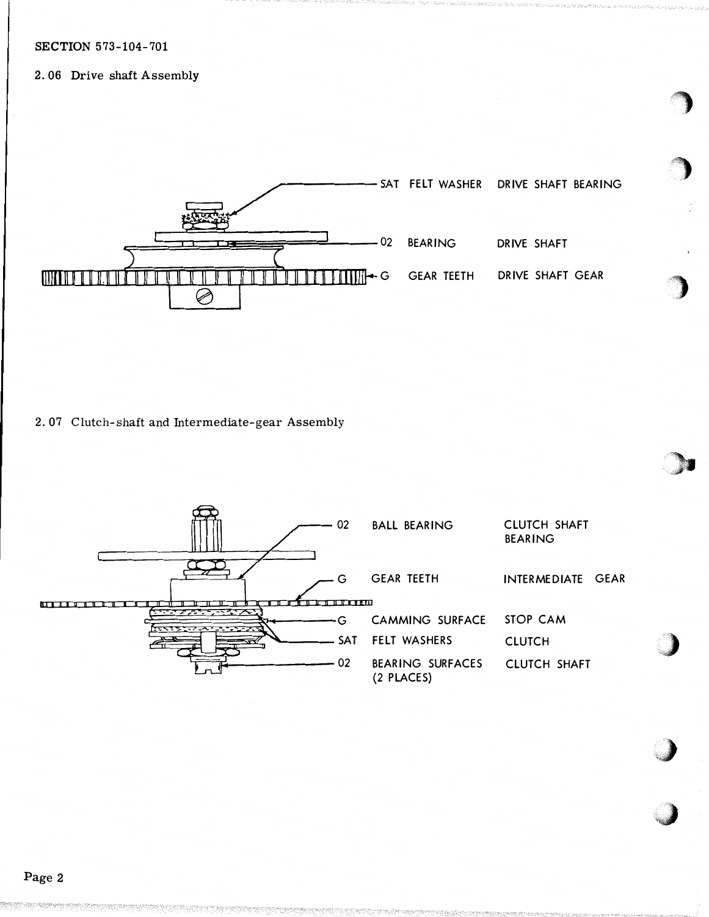SECTION 573-104-701

## 2.06 Drive shaft Assembly

| | | |
|---|---|---|
| SAT | FELT WASHER | DRIVE SHAFT BEARING |
| 02 | BEARING | DRIVE SHAFT |
| G | GEAR TEETH | DRIVE SHAFT GEAR |

## 2.07 Clutch-shaft and Intermediate-gear Assembly

| | | |
|---|---|---|
| 02 | BALL BEARING | CLUTCH SHAFT BEARING |
| G | GEAR TEETH | INTERMEDIATE GEAR |
| G | CAMMING SURFACE | STOP CAM |
| SAT | FELT WASHERS | CLUTCH |
| 02 | BEARING SURFACES (2 PLACES) | CLUTCH SHAFT |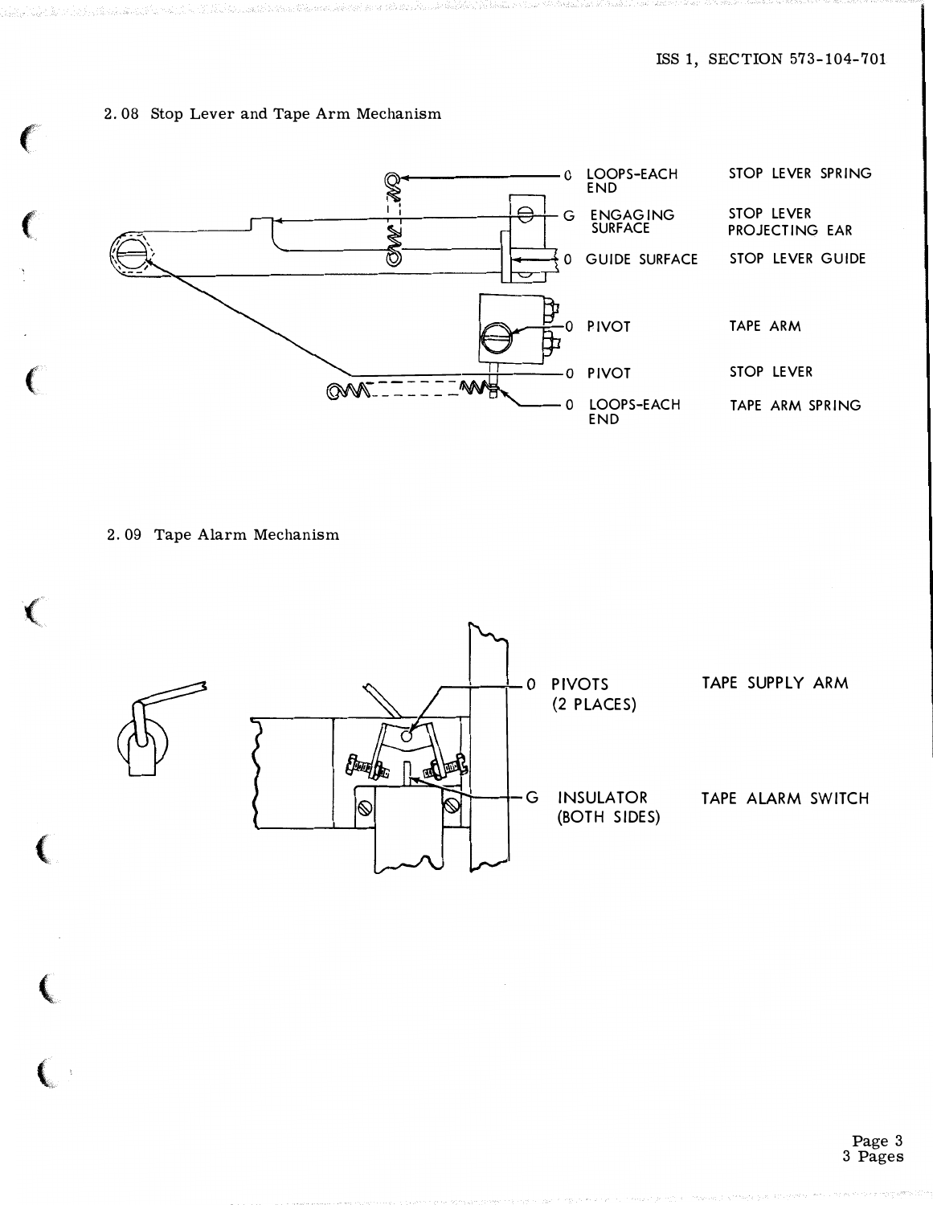2.08 Stop Lever and Tape Arm Mechanism

| | Point | Part |
|---|---|---|
| O | LOOPS-EACH END | STOP LEVER SPRING |
| G | ENGAGING SURFACE | STOP LEVER PROJECTING EAR |
| O | GUIDE SURFACE | STOP LEVER GUIDE |
| O | PIVOT | TAPE ARM |
| O | PIVOT | STOP LEVER |
| O | LOOPS-EACH END | TAPE ARM SPRING |

2.09 Tape Alarm Mechanism

| | Point | Part |
|---|---|---|
| O | PIVOTS (2 PLACES) | TAPE SUPPLY ARM |
| G | INSULATOR (BOTH SIDES) | TAPE ALARM SWITCH |